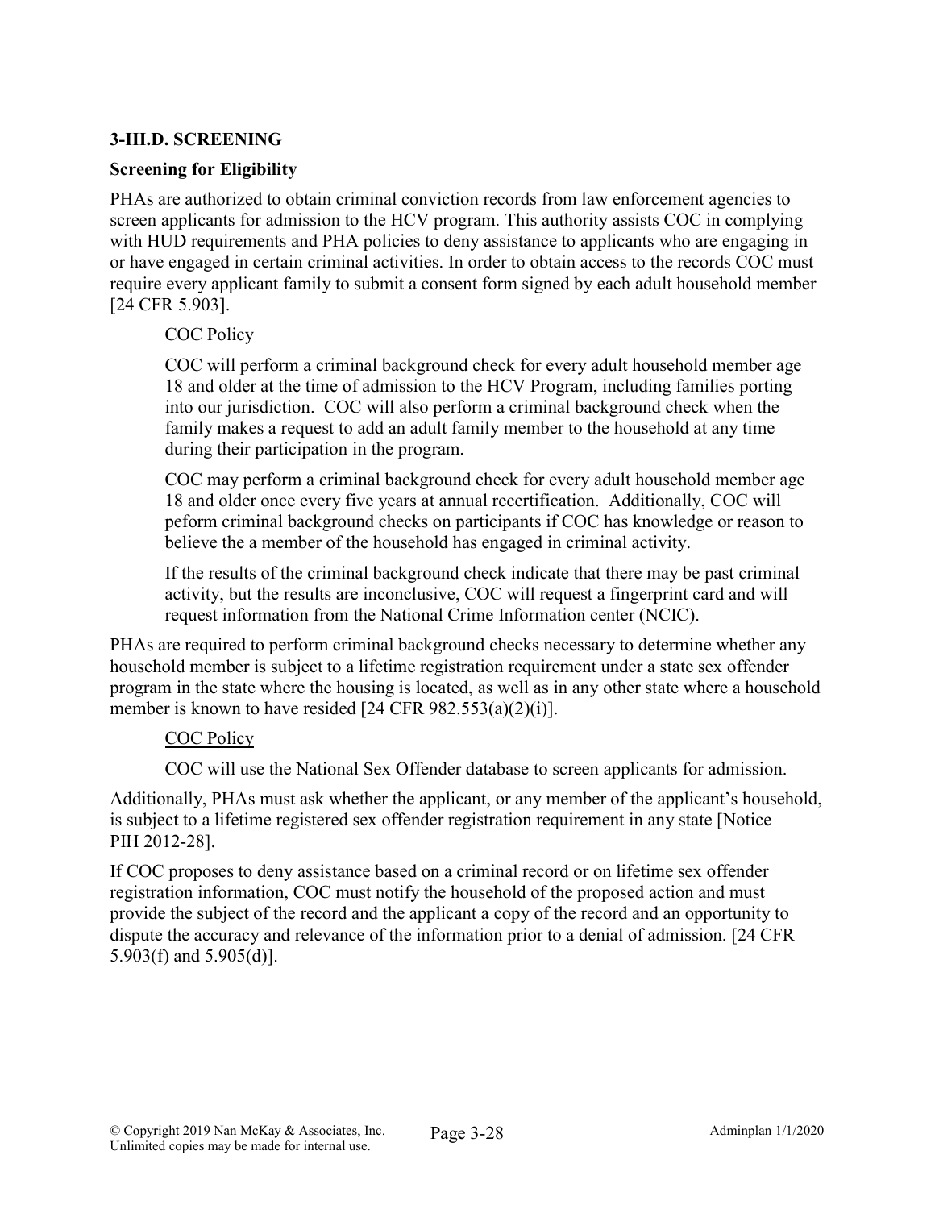### 3-III.D. SCREENING

#### Screening for Eligibility

PHAs are authorized to obtain criminal conviction records from law enforcement agencies to screen applicants for admission to the HCV program. This authority assists COC in complying with HUD requirements and PHA policies to deny assistance to applicants who are engaging in or have engaged in certain criminal activities. In order to obtain access to the records COC must require every applicant family to submit a consent form signed by each adult household member [24 CFR 5.903].

> COC Policy
>
> COC will perform a criminal background check for every adult household member age 18 and older at the time of admission to the HCV Program, including families porting into our jurisdiction. COC will also perform a criminal background check when the family makes a request to add an adult family member to the household at any time during their participation in the program.
>
> COC may perform a criminal background check for every adult household member age 18 and older once every five years at annual recertification. Additionally, COC will peform criminal background checks on participants if COC has knowledge or reason to believe the a member of the household has engaged in criminal activity.
>
> If the results of the criminal background check indicate that there may be past criminal activity, but the results are inconclusive, COC will request a fingerprint card and will request information from the National Crime Information center (NCIC).

PHAs are required to perform criminal background checks necessary to determine whether any household member is subject to a lifetime registration requirement under a state sex offender program in the state where the housing is located, as well as in any other state where a household member is known to have resided [24 CFR 982.553(a)(2)(i)].

> COC Policy
>
> COC will use the National Sex Offender database to screen applicants for admission.

Additionally, PHAs must ask whether the applicant, or any member of the applicant's household, is subject to a lifetime registered sex offender registration requirement in any state [Notice PIH 2012-28].

If COC proposes to deny assistance based on a criminal record or on lifetime sex offender registration information, COC must notify the household of the proposed action and must provide the subject of the record and the applicant a copy of the record and an opportunity to dispute the accuracy and relevance of the information prior to a denial of admission. [24 CFR 5.903(f) and 5.905(d)].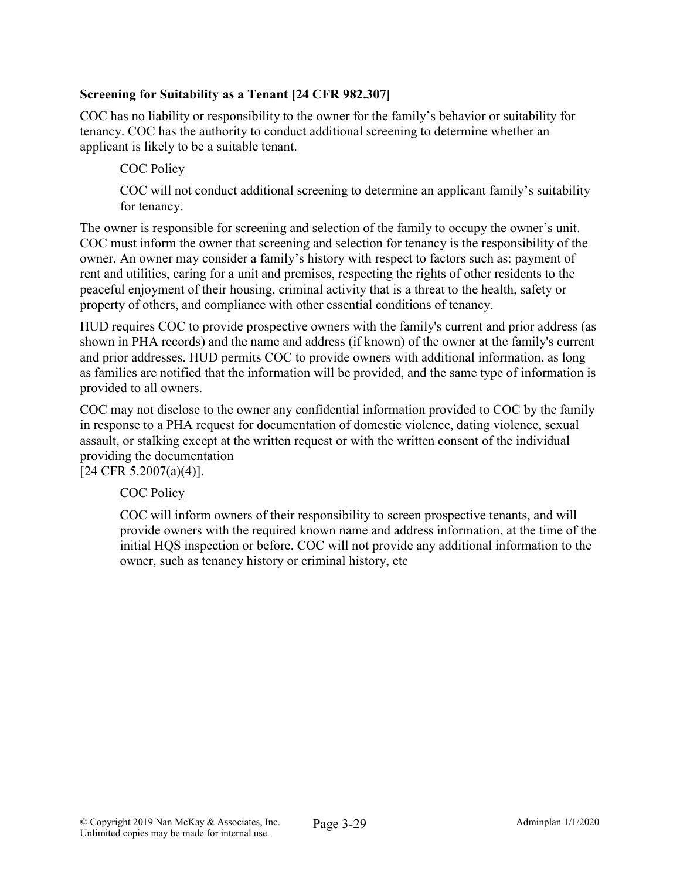**Screening for Suitability as a Tenant [24 CFR 982.307]**

COC has no liability or responsibility to the owner for the family's behavior or suitability for tenancy. COC has the authority to conduct additional screening to determine whether an applicant is likely to be a suitable tenant.

> <u>COC Policy</u>
>
> COC will not conduct additional screening to determine an applicant family's suitability for tenancy.

The owner is responsible for screening and selection of the family to occupy the owner's unit. COC must inform the owner that screening and selection for tenancy is the responsibility of the owner. An owner may consider a family's history with respect to factors such as: payment of rent and utilities, caring for a unit and premises, respecting the rights of other residents to the peaceful enjoyment of their housing, criminal activity that is a threat to the health, safety or property of others, and compliance with other essential conditions of tenancy.

HUD requires COC to provide prospective owners with the family's current and prior address (as shown in PHA records) and the name and address (if known) of the owner at the family's current and prior addresses. HUD permits COC to provide owners with additional information, as long as families are notified that the information will be provided, and the same type of information is provided to all owners.

COC may not disclose to the owner any confidential information provided to COC by the family in response to a PHA request for documentation of domestic violence, dating violence, sexual assault, or stalking except at the written request or with the written consent of the individual providing the documentation
[24 CFR 5.2007(a)(4)].

> <u>COC Policy</u>
>
> COC will inform owners of their responsibility to screen prospective tenants, and will provide owners with the required known name and address information, at the time of the initial HQS inspection or before. COC will not provide any additional information to the owner, such as tenancy history or criminal history, etc